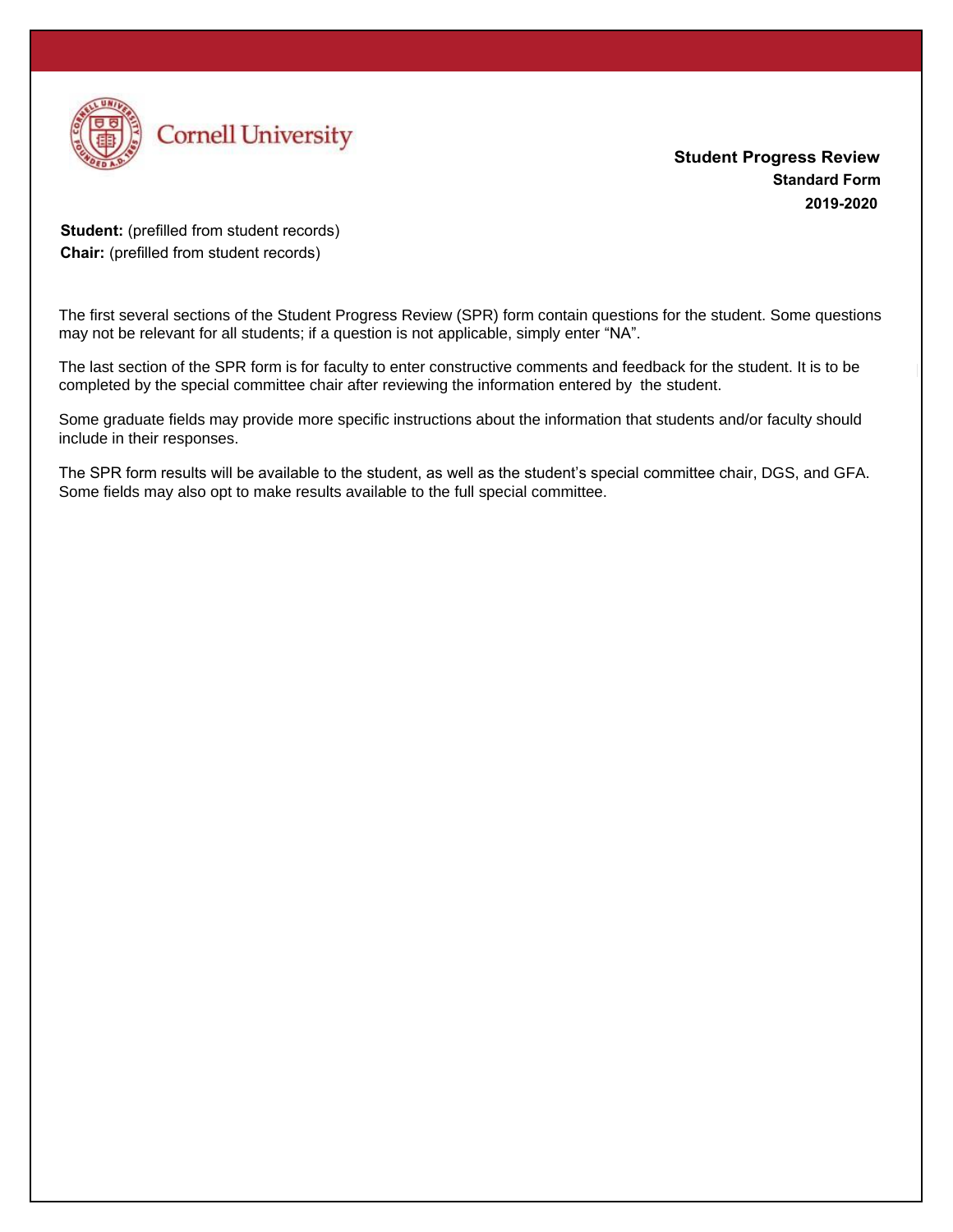Cornell University

**Student Progress Review**
**Standard Form**
**2019-2020**

**Student:** (prefilled from student records)
**Chair:** (prefilled from student records)

The first several sections of the Student Progress Review (SPR) form contain questions for the student. Some questions may not be relevant for all students; if a question is not applicable, simply enter "NA".

The last section of the SPR form is for faculty to enter constructive comments and feedback for the student. It is to be completed by the special committee chair after reviewing the information entered by the student.

Some graduate fields may provide more specific instructions about the information that students and/or faculty should include in their responses.

The SPR form results will be available to the student, as well as the student's special committee chair, DGS, and GFA. Some fields may also opt to make results available to the full special committee.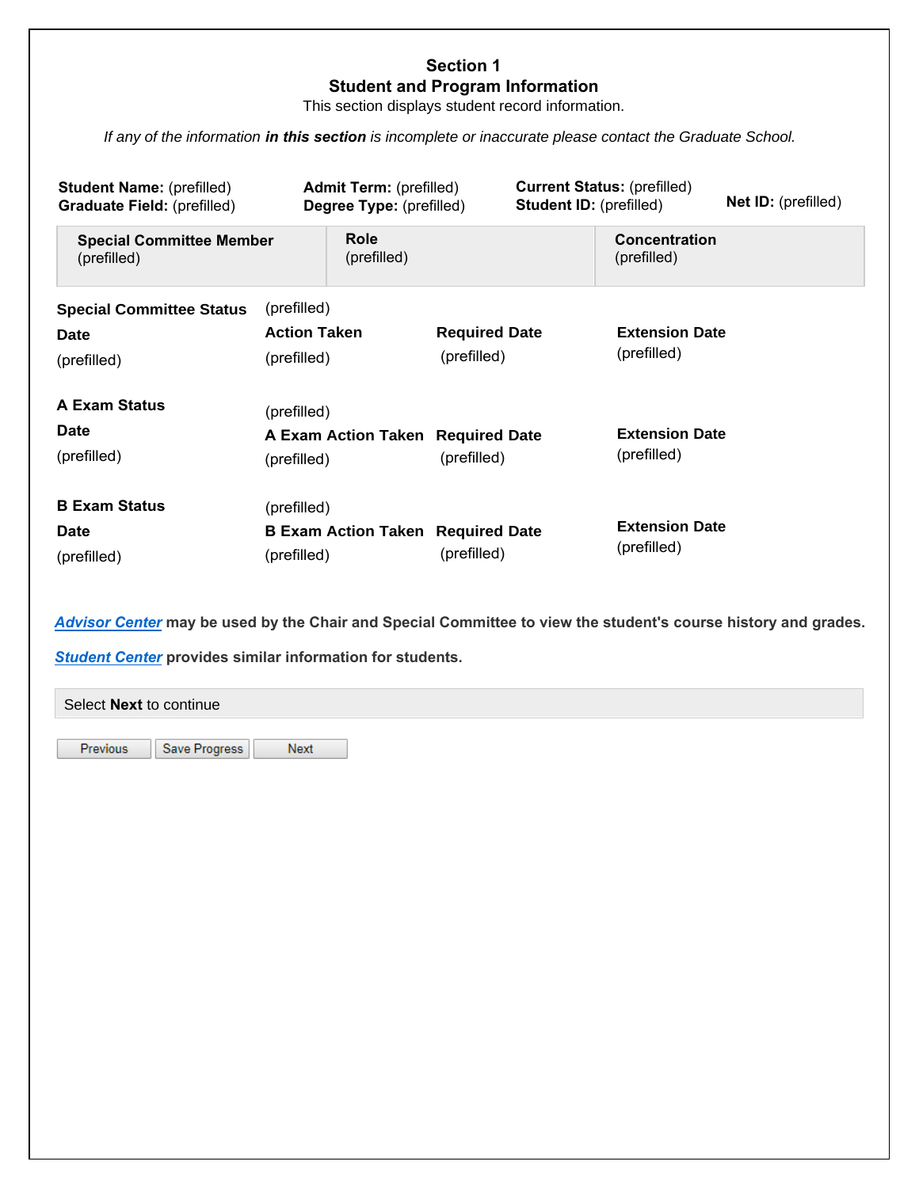## Section 1
## Student and Program Information

This section displays student record information.

*If any of the information **in this section** is incomplete or inaccurate please contact the Graduate School.*

**Student Name:** (prefilled)
**Graduate Field:** (prefilled)

**Admit Term:** (prefilled)
**Degree Type:** (prefilled)

**Current Status:** (prefilled)
**Student ID:** (prefilled)

**Net ID:** (prefilled)

| Special Committee Member | Role | Concentration |
|---|---|---|
| (prefilled) | (prefilled) | (prefilled) |

**Special Committee Status** (prefilled)

| Date | Action Taken | Required Date | Extension Date |
|---|---|---|---|
| (prefilled) | (prefilled) | (prefilled) | (prefilled) |

**A Exam Status** (prefilled)

| Date | A Exam Action Taken | Required Date | Extension Date |
|---|---|---|---|
| (prefilled) | (prefilled) | (prefilled) | (prefilled) |

**B Exam Status** (prefilled)

| Date | B Exam Action Taken | Required Date | Extension Date |
|---|---|---|---|
| (prefilled) | (prefilled) | (prefilled) | (prefilled) |

***Advisor Center*** **may be used by the Chair and Special Committee to view the student's course history and grades.**

***Student Center*** **provides similar information for students.**

Select **Next** to continue

Previous | Save Progress | Next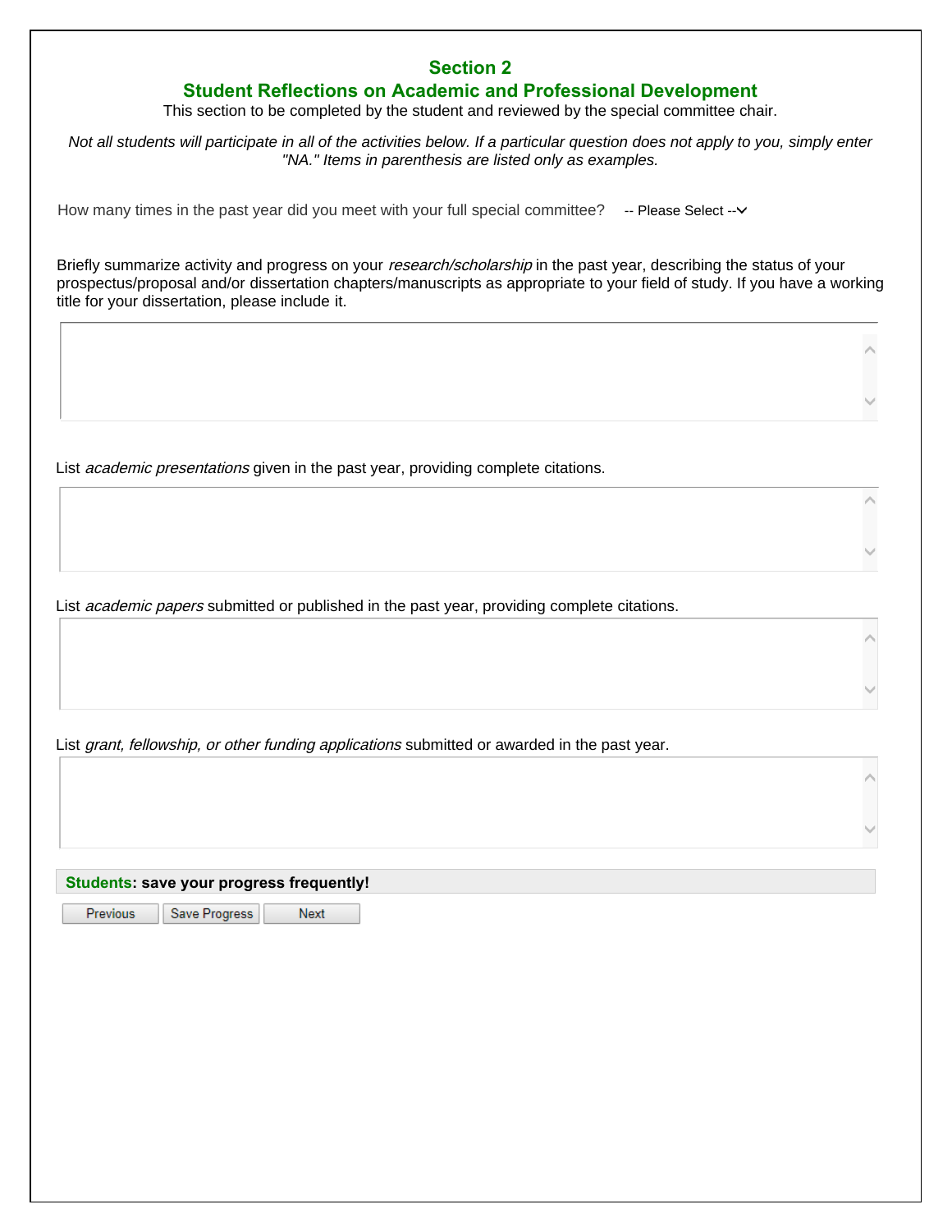## Section 2

## Student Reflections on Academic and Professional Development

This section to be completed by the student and reviewed by the special committee chair.

*Not all students will participate in all of the activities below. If a particular question does not apply to you, simply enter "NA." Items in parenthesis are listed only as examples.*

How many times in the past year did you meet with your full special committee? -- Please Select --

Briefly summarize activity and progress on your *research/scholarship* in the past year, describing the status of your prospectus/proposal and/or dissertation chapters/manuscripts as appropriate to your field of study. If you have a working title for your dissertation, please include it.

List *academic presentations* given in the past year, providing complete citations.

List *academic papers* submitted or published in the past year, providing complete citations.

List *grant, fellowship, or other funding applications* submitted or awarded in the past year.

**Students: save your progress frequently!**

Previous | Save Progress | Next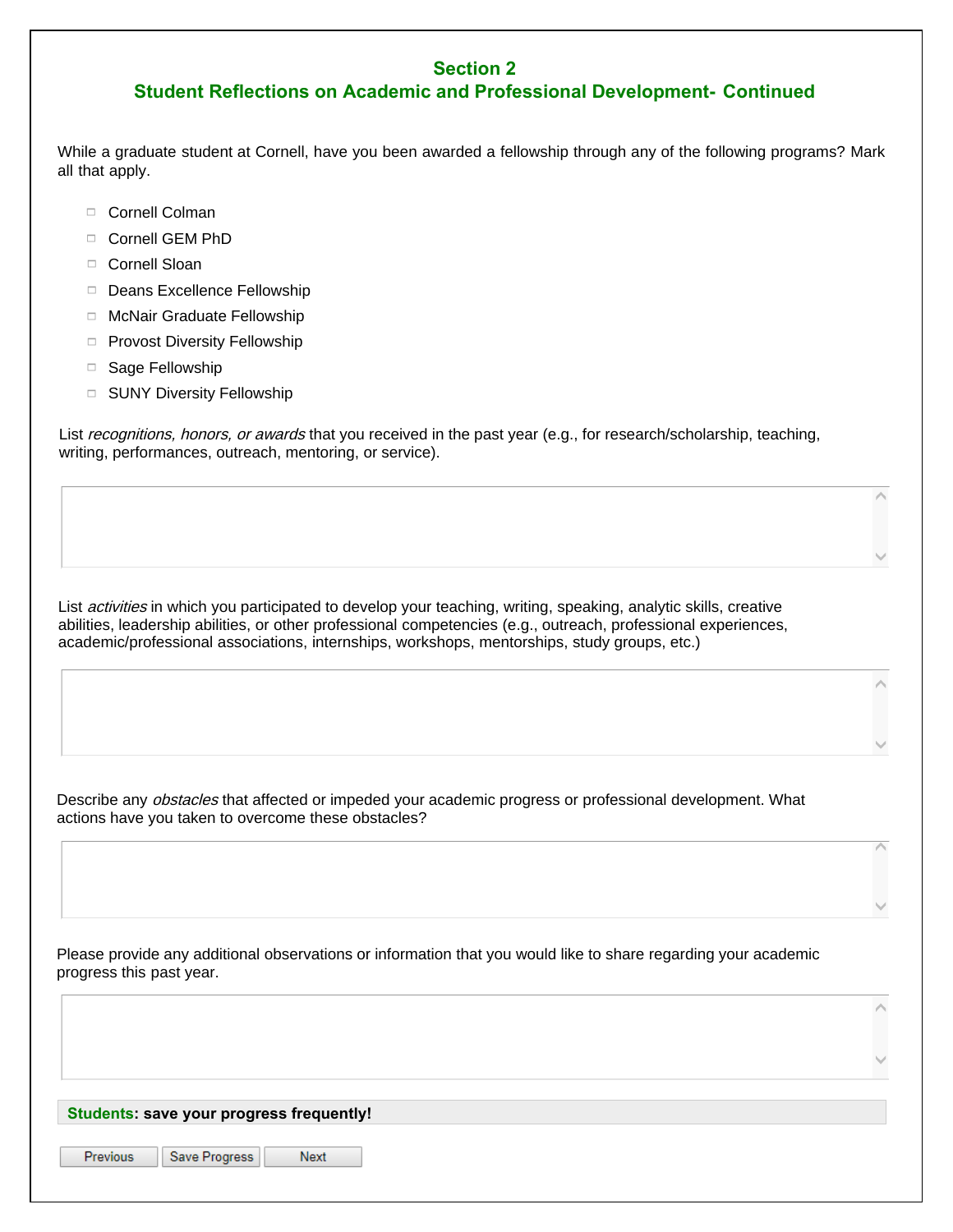## Section 2
## Student Reflections on Academic and Professional Development- Continued

While a graduate student at Cornell, have you been awarded a fellowship through any of the following programs? Mark all that apply.

- ☐ Cornell Colman
- ☐ Cornell GEM PhD
- ☐ Cornell Sloan
- ☐ Deans Excellence Fellowship
- ☐ McNair Graduate Fellowship
- ☐ Provost Diversity Fellowship
- ☐ Sage Fellowship
- ☐ SUNY Diversity Fellowship

List *recognitions, honors, or awards* that you received in the past year (e.g., for research/scholarship, teaching, writing, performances, outreach, mentoring, or service).

List *activities* in which you participated to develop your teaching, writing, speaking, analytic skills, creative abilities, leadership abilities, or other professional competencies (e.g., outreach, professional experiences, academic/professional associations, internships, workshops, mentorships, study groups, etc.)

Describe any *obstacles* that affected or impeded your academic progress or professional development. What actions have you taken to overcome these obstacles?

Please provide any additional observations or information that you would like to share regarding your academic progress this past year.

**Students: save your progress frequently!**

Previous | Save Progress | Next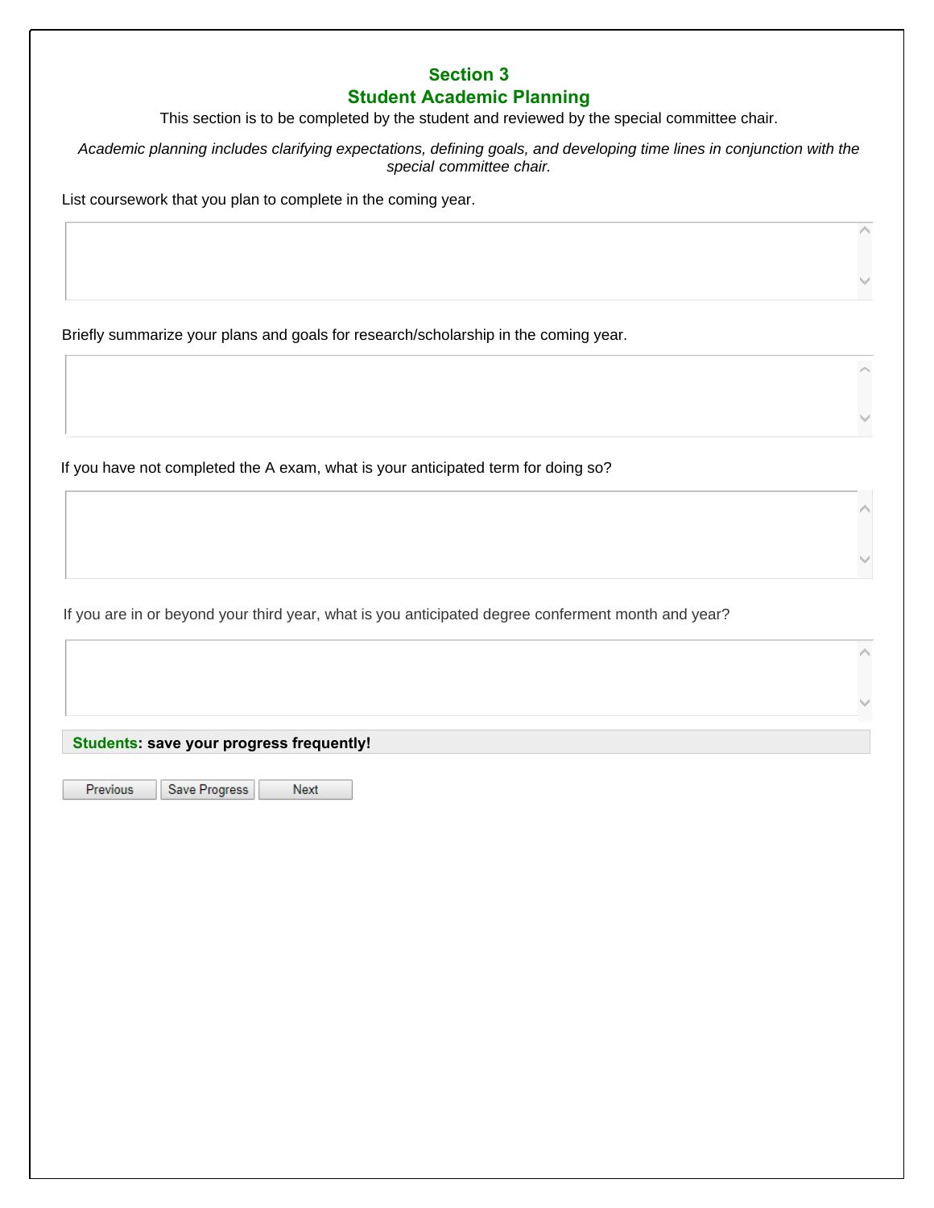## Section 3
## Student Academic Planning

This section is to be completed by the student and reviewed by the special committee chair.

*Academic planning includes clarifying expectations, defining goals, and developing time lines in conjunction with the special committee chair.*

List coursework that you plan to complete in the coming year.

Briefly summarize your plans and goals for research/scholarship in the coming year.

If you have not completed the A exam, what is your anticipated term for doing so?

If you are in or beyond your third year, what is you anticipated degree conferment month and year?

**Students: save your progress frequently!**

Previous | Save Progress | Next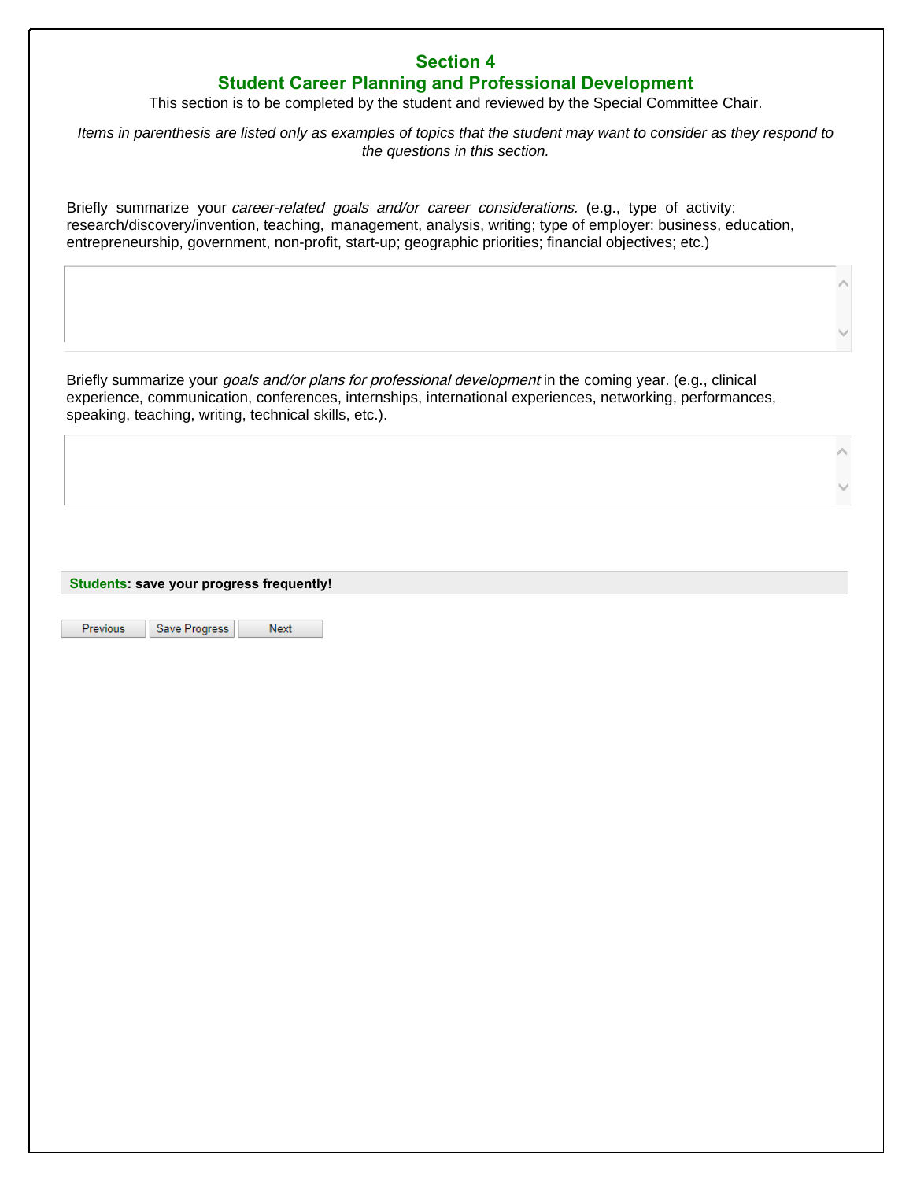## Section 4
## Student Career Planning and Professional Development

This section is to be completed by the student and reviewed by the Special Committee Chair.

*Items in parenthesis are listed only as examples of topics that the student may want to consider as they respond to the questions in this section.*

Briefly summarize your *career-related goals and/or career considerations.* (e.g., type of activity: research/discovery/invention, teaching, management, analysis, writing; type of employer: business, education, entrepreneurship, government, non-profit, start-up; geographic priorities; financial objectives; etc.)

Briefly summarize your *goals and/or plans for professional development* in the coming year. (e.g., clinical experience, communication, conferences, internships, international experiences, networking, performances, speaking, teaching, writing, technical skills, etc.).

**Students: save your progress frequently!**

Previous | Save Progress | Next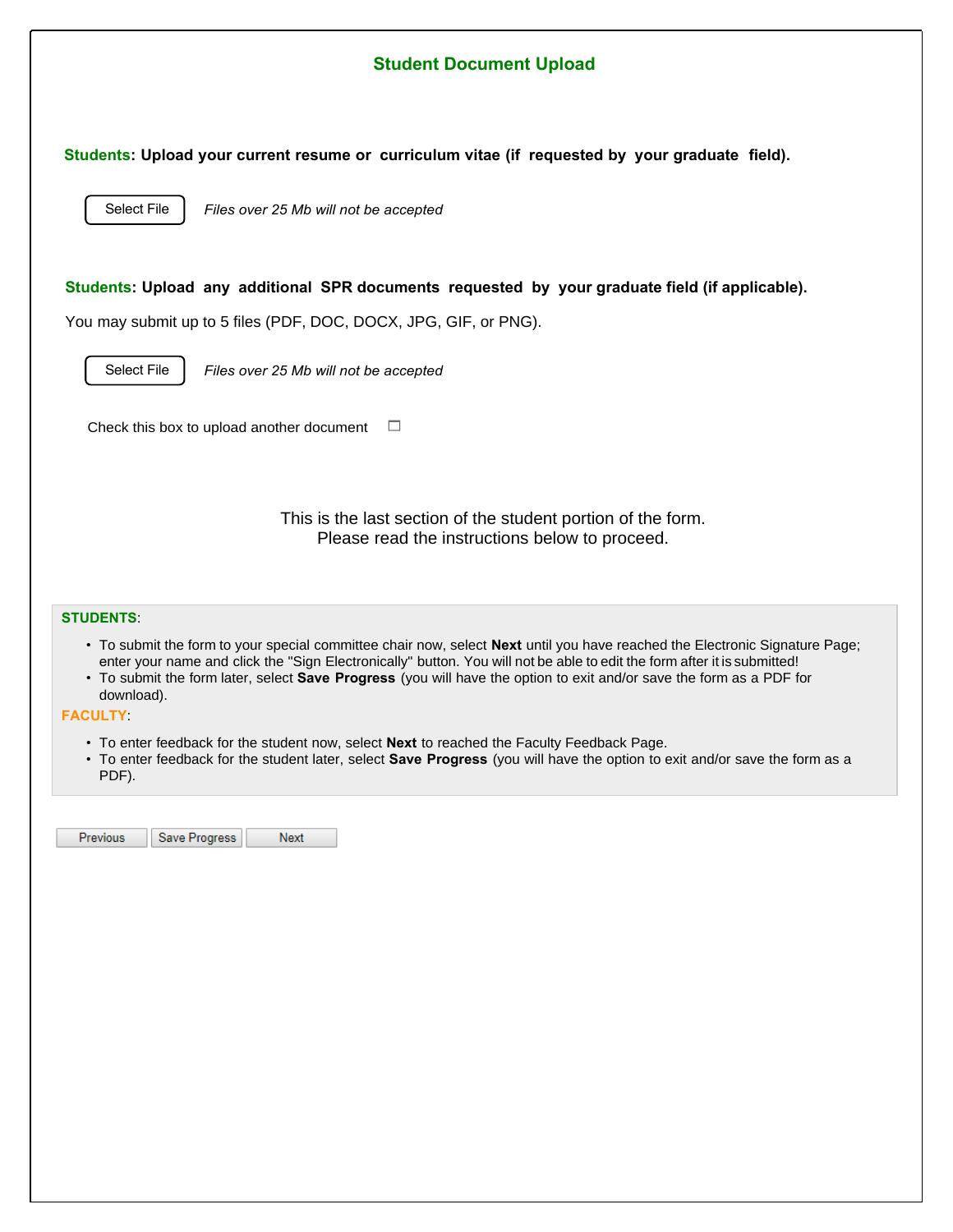## Student Document Upload

**Students: Upload your current resume or curriculum vitae (if requested by your graduate field).**

Select File *Files over 25 Mb will not be accepted*

**Students: Upload any additional SPR documents requested by your graduate field (if applicable).**

You may submit up to 5 files (PDF, DOC, DOCX, JPG, GIF, or PNG).

Select File *Files over 25 Mb will not be accepted*

Check this box to upload another document ☐

This is the last section of the student portion of the form.
Please read the instructions below to proceed.

**STUDENTS**:

- To submit the form to your special committee chair now, select **Next** until you have reached the Electronic Signature Page; enter your name and click the "Sign Electronically" button. You will not be able to edit the form after it is submitted!
- To submit the form later, select **Save Progress** (you will have the option to exit and/or save the form as a PDF for download).

**FACULTY**:

- To enter feedback for the student now, select **Next** to reached the Faculty Feedback Page.
- To enter feedback for the student later, select **Save Progress** (you will have the option to exit and/or save the form as a PDF).

Previous | Save Progress | Next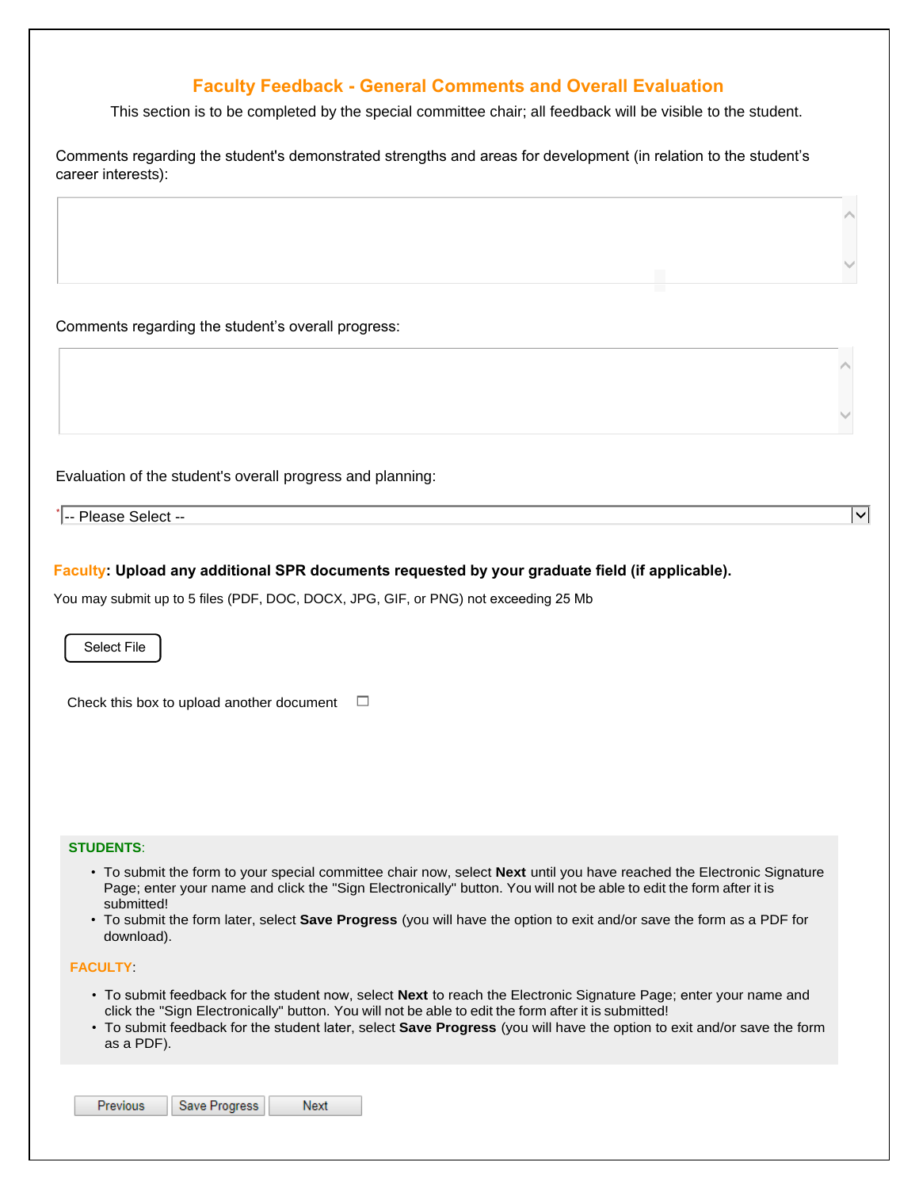## Faculty Feedback - General Comments and Overall Evaluation

This section is to be completed by the special committee chair; all feedback will be visible to the student.

Comments regarding the student's demonstrated strengths and areas for development (in relation to the student's career interests):

Comments regarding the student's overall progress:

Evaluation of the student's overall progress and planning:

* -- Please Select --

**Faculty: Upload any additional SPR documents requested by your graduate field (if applicable).**

You may submit up to 5 files (PDF, DOC, DOCX, JPG, GIF, or PNG) not exceeding 25 Mb

Select File

Check this box to upload another document ☐

**STUDENTS:**

- To submit the form to your special committee chair now, select **Next** until you have reached the Electronic Signature Page; enter your name and click the "Sign Electronically" button. You will not be able to edit the form after it is submitted!
- To submit the form later, select **Save Progress** (you will have the option to exit and/or save the form as a PDF for download).

**FACULTY:**

- To submit feedback for the student now, select **Next** to reach the Electronic Signature Page; enter your name and click the "Sign Electronically" button. You will not be able to edit the form after it is submitted!
- To submit feedback for the student later, select **Save Progress** (you will have the option to exit and/or save the form as a PDF).

Previous | Save Progress | Next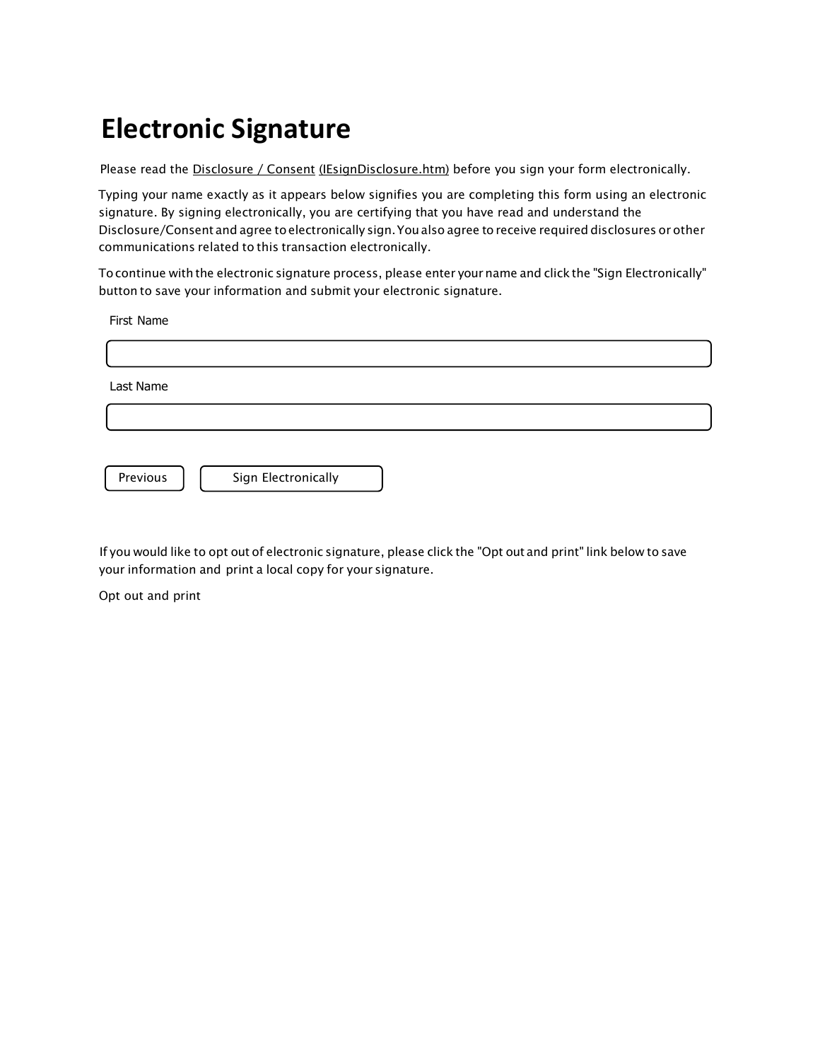# Electronic Signature

Please read the Disclosure / Consent (IEsignDisclosure.htm) before you sign your form electronically.

Typing your name exactly as it appears below signifies you are completing this form using an electronic signature. By signing electronically, you are certifying that you have read and understand the Disclosure/Consent and agree to electronically sign. You also agree to receive required disclosures or other communications related to this transaction electronically.

To continue with the electronic signature process, please enter your name and click the "Sign Electronically" button to save your information and submit your electronic signature.

First Name

Last Name

Previous

Sign Electronically

If you would like to opt out of electronic signature, please click the "Opt out and print" link below to save your information and print a local copy for your signature.

Opt out and print